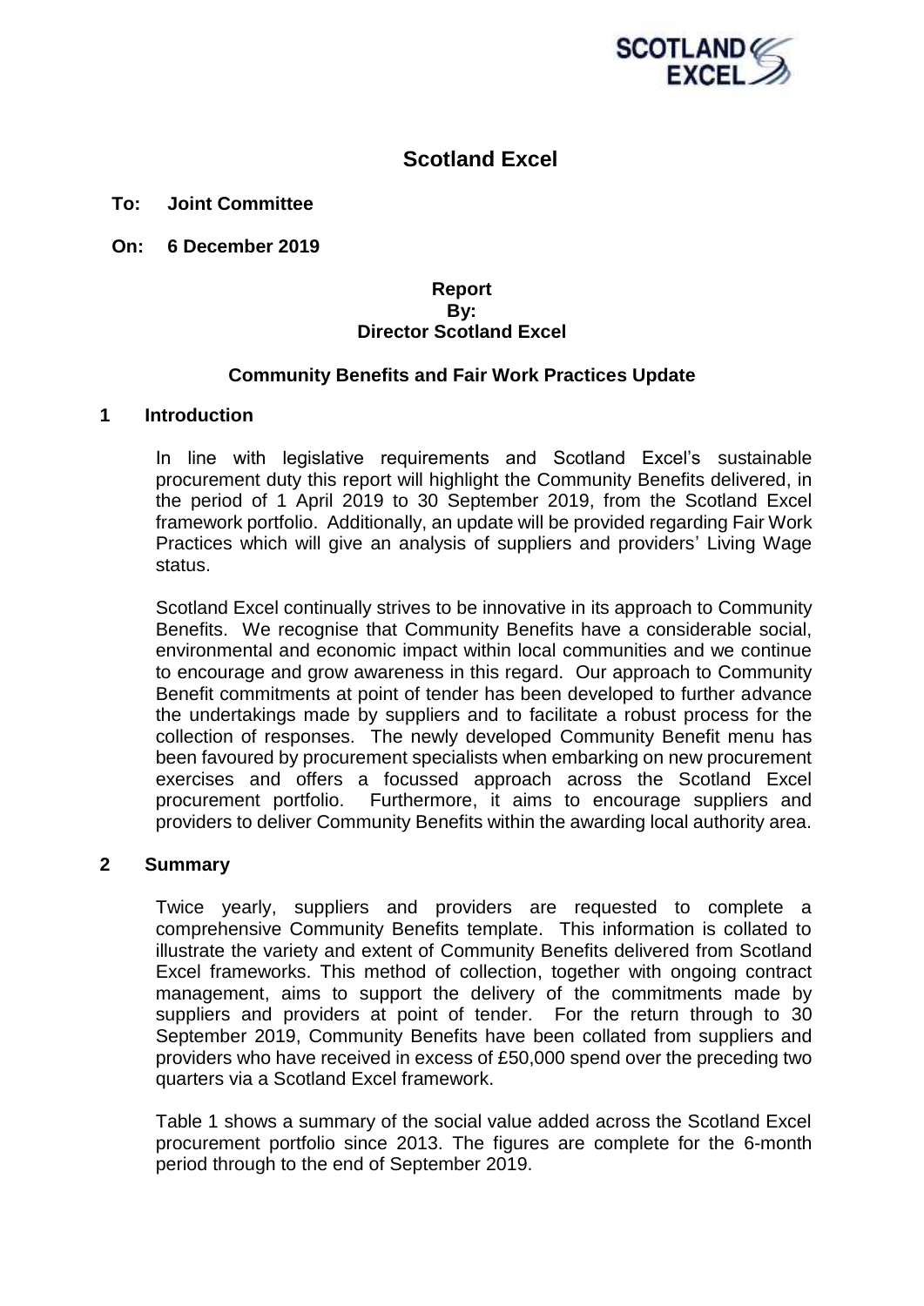# Scotland Excel

**To: Joint Committee**

**On: 6 December 2019**

**Report**
**By:**
**Director Scotland Excel**

## Community Benefits and Fair Work Practices Update

## 1 Introduction

In line with legislative requirements and Scotland Excel's sustainable procurement duty this report will highlight the Community Benefits delivered, in the period of 1 April 2019 to 30 September 2019, from the Scotland Excel framework portfolio. Additionally, an update will be provided regarding Fair Work Practices which will give an analysis of suppliers and providers' Living Wage status.

Scotland Excel continually strives to be innovative in its approach to Community Benefits. We recognise that Community Benefits have a considerable social, environmental and economic impact within local communities and we continue to encourage and grow awareness in this regard. Our approach to Community Benefit commitments at point of tender has been developed to further advance the undertakings made by suppliers and to facilitate a robust process for the collection of responses. The newly developed Community Benefit menu has been favoured by procurement specialists when embarking on new procurement exercises and offers a focussed approach across the Scotland Excel procurement portfolio. Furthermore, it aims to encourage suppliers and providers to deliver Community Benefits within the awarding local authority area.

## 2 Summary

Twice yearly, suppliers and providers are requested to complete a comprehensive Community Benefits template. This information is collated to illustrate the variety and extent of Community Benefits delivered from Scotland Excel frameworks. This method of collection, together with ongoing contract management, aims to support the delivery of the commitments made by suppliers and providers at point of tender. For the return through to 30 September 2019, Community Benefits have been collated from suppliers and providers who have received in excess of £50,000 spend over the preceding two quarters via a Scotland Excel framework.

Table 1 shows a summary of the social value added across the Scotland Excel procurement portfolio since 2013. The figures are complete for the 6-month period through to the end of September 2019.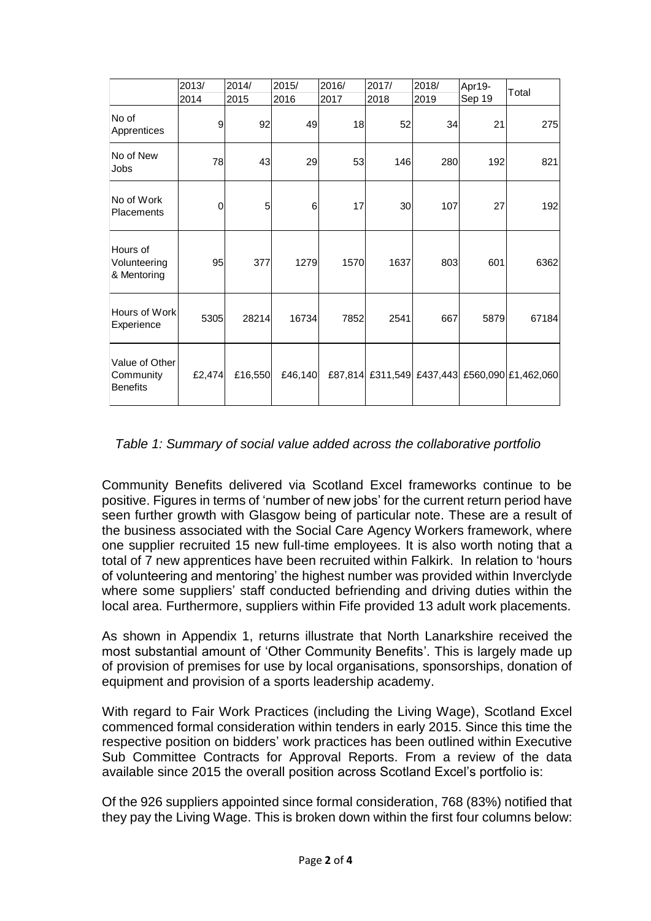| | 2013/ 2014 | 2014/ 2015 | 2015/ 2016 | 2016/ 2017 | 2017/ 2018 | 2018/ 2019 | Apr19- Sep 19 | Total |
|---|---|---|---|---|---|---|---|---|
| No of Apprentices | 9 | 92 | 49 | 18 | 52 | 34 | 21 | 275 |
| No of New Jobs | 78 | 43 | 29 | 53 | 146 | 280 | 192 | 821 |
| No of Work Placements | 0 | 5 | 6 | 17 | 30 | 107 | 27 | 192 |
| Hours of Volunteering & Mentoring | 95 | 377 | 1279 | 1570 | 1637 | 803 | 601 | 6362 |
| Hours of Work Experience | 5305 | 28214 | 16734 | 7852 | 2541 | 667 | 5879 | 67184 |
| Value of Other Community Benefits | £2,474 | £16,550 | £46,140 | £87,814 | £311,549 | £437,443 | £560,090 | £1,462,060 |

*Table 1: Summary of social value added across the collaborative portfolio*

Community Benefits delivered via Scotland Excel frameworks continue to be positive. Figures in terms of 'number of new jobs' for the current return period have seen further growth with Glasgow being of particular note. These are a result of the business associated with the Social Care Agency Workers framework, where one supplier recruited 15 new full-time employees. It is also worth noting that a total of 7 new apprentices have been recruited within Falkirk. In relation to 'hours of volunteering and mentoring' the highest number was provided within Inverclyde where some suppliers' staff conducted befriending and driving duties within the local area. Furthermore, suppliers within Fife provided 13 adult work placements.

As shown in Appendix 1, returns illustrate that North Lanarkshire received the most substantial amount of 'Other Community Benefits'. This is largely made up of provision of premises for use by local organisations, sponsorships, donation of equipment and provision of a sports leadership academy.

With regard to Fair Work Practices (including the Living Wage), Scotland Excel commenced formal consideration within tenders in early 2015. Since this time the respective position on bidders' work practices has been outlined within Executive Sub Committee Contracts for Approval Reports. From a review of the data available since 2015 the overall position across Scotland Excel's portfolio is:

Of the 926 suppliers appointed since formal consideration, 768 (83%) notified that they pay the Living Wage. This is broken down within the first four columns below: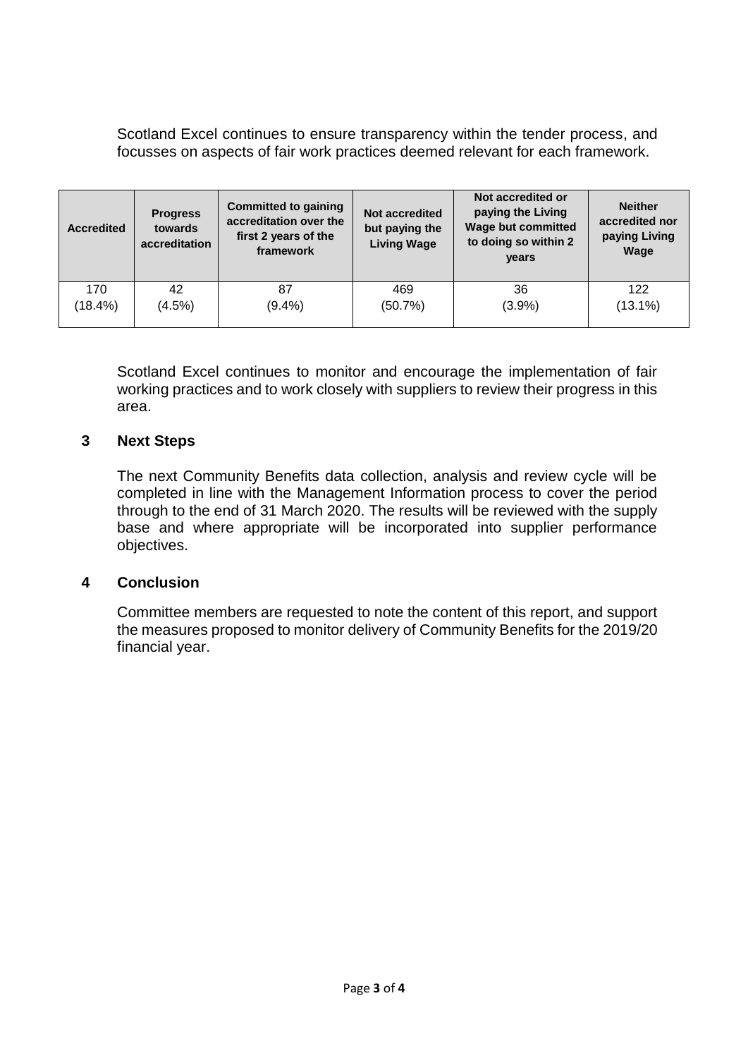Scotland Excel continues to ensure transparency within the tender process, and focusses on aspects of fair work practices deemed relevant for each framework.

| Accredited | Progress towards accreditation | Committed to gaining accreditation over the first 2 years of the framework | Not accredited but paying the Living Wage | Not accredited or paying the Living Wage but committed to doing so within 2 years | Neither accredited nor paying Living Wage |
|---|---|---|---|---|---|
| 170 (18.4%) | 42 (4.5%) | 87 (9.4%) | 469 (50.7%) | 36 (3.9%) | 122 (13.1%) |

Scotland Excel continues to monitor and encourage the implementation of fair working practices and to work closely with suppliers to review their progress in this area.

## 3 Next Steps

The next Community Benefits data collection, analysis and review cycle will be completed in line with the Management Information process to cover the period through to the end of 31 March 2020. The results will be reviewed with the supply base and where appropriate will be incorporated into supplier performance objectives.

## 4 Conclusion

Committee members are requested to note the content of this report, and support the measures proposed to monitor delivery of Community Benefits for the 2019/20 financial year.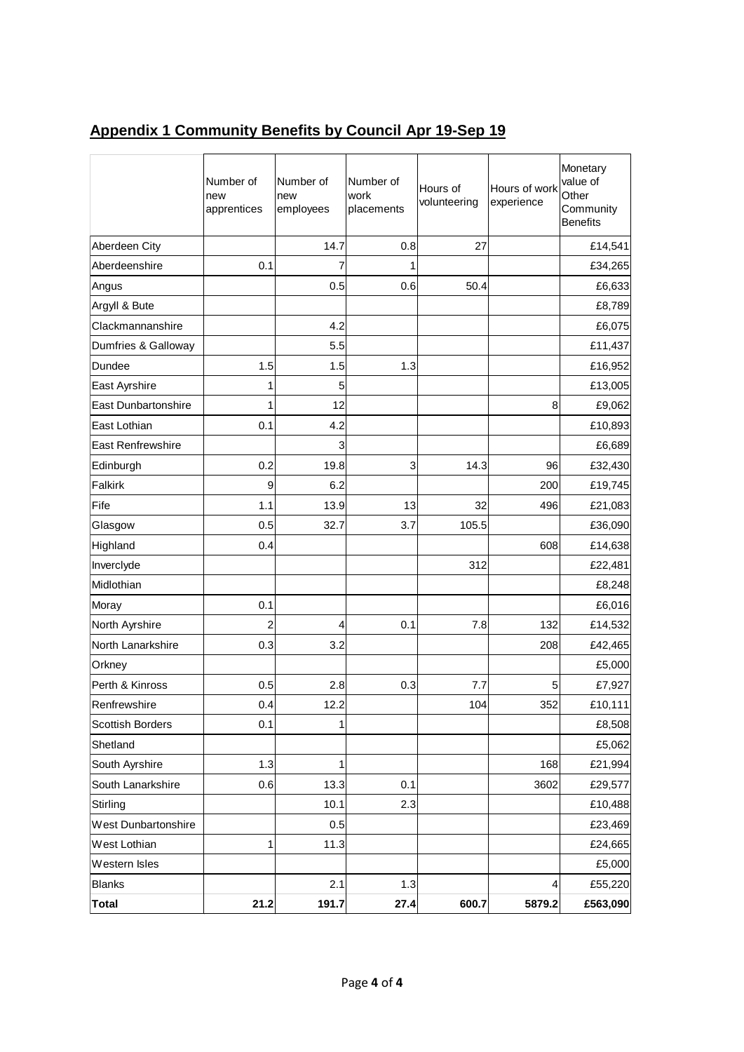## Appendix 1 Community Benefits by Council Apr 19-Sep 19

| | Number of new apprentices | Number of new employees | Number of work placements | Hours of volunteering | Hours of work experience | Monetary value of Other Community Benefits |
|---|---|---|---|---|---|---|
| Aberdeen City | | 14.7 | 0.8 | 27 | | £14,541 |
| Aberdeenshire | 0.1 | 7 | 1 | | | £34,265 |
| Angus | | 0.5 | 0.6 | 50.4 | | £6,633 |
| Argyll & Bute | | | | | | £8,789 |
| Clackmannanshire | | 4.2 | | | | £6,075 |
| Dumfries & Galloway | | 5.5 | | | | £11,437 |
| Dundee | 1.5 | 1.5 | 1.3 | | | £16,952 |
| East Ayrshire | 1 | 5 | | | | £13,005 |
| East Dunbartonshire | 1 | 12 | | | 8 | £9,062 |
| East Lothian | 0.1 | 4.2 | | | | £10,893 |
| East Renfrewshire | | 3 | | | | £6,689 |
| Edinburgh | 0.2 | 19.8 | 3 | 14.3 | 96 | £32,430 |
| Falkirk | 9 | 6.2 | | | 200 | £19,745 |
| Fife | 1.1 | 13.9 | 13 | 32 | 496 | £21,083 |
| Glasgow | 0.5 | 32.7 | 3.7 | 105.5 | | £36,090 |
| Highland | 0.4 | | | | 608 | £14,638 |
| Inverclyde | | | | 312 | | £22,481 |
| Midlothian | | | | | | £8,248 |
| Moray | 0.1 | | | | | £6,016 |
| North Ayrshire | 2 | 4 | 0.1 | 7.8 | 132 | £14,532 |
| North Lanarkshire | 0.3 | 3.2 | | | 208 | £42,465 |
| Orkney | | | | | | £5,000 |
| Perth & Kinross | 0.5 | 2.8 | 0.3 | 7.7 | 5 | £7,927 |
| Renfrewshire | 0.4 | 12.2 | | 104 | 352 | £10,111 |
| Scottish Borders | 0.1 | 1 | | | | £8,508 |
| Shetland | | | | | | £5,062 |
| South Ayrshire | 1.3 | 1 | | | 168 | £21,994 |
| South Lanarkshire | 0.6 | 13.3 | 0.1 | | 3602 | £29,577 |
| Stirling | | 10.1 | 2.3 | | | £10,488 |
| West Dunbartonshire | | 0.5 | | | | £23,469 |
| West Lothian | 1 | 11.3 | | | | £24,665 |
| Western Isles | | | | | | £5,000 |
| Blanks | | 2.1 | 1.3 | | 4 | £55,220 |
| **Total** | **21.2** | **191.7** | **27.4** | **600.7** | **5879.2** | **£563,090** |